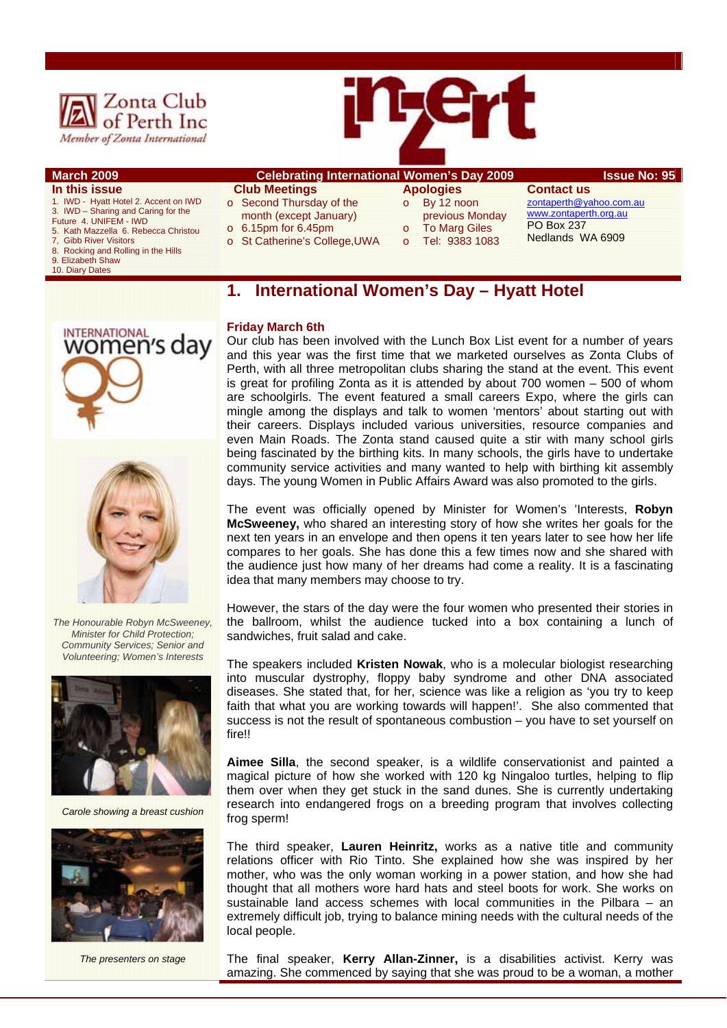Zonta Club of Perth Inc

*Member of Zonta International*

# inZert

**March 2009** | **Celebrating International Women's Day 2009** | **Issue No: 95**

**In this issue**

1. IWD - Hyatt Hotel 2. Accent on IWD
3. IWD – Sharing and Caring for the Future 4. UNIFEM - IWD
5. Kath Mazzella 6. Rebecca Christou
7. Gibb River Visitors
8. Rocking and Rolling in the Hills
9. Elizabeth Shaw
10. Diary Dates

**Club Meetings**

- Second Thursday of the month (except January)
- 6.15pm for 6.45pm
- St Catherine's College,UWA

**Apologies**

- By 12 noon previous Monday
- To Marg Giles
- Tel: 9383 1083

**Contact us**

zontaperth@yahoo.com.au
www.zontaperth.org.au
PO Box 237
Nedlands WA 6909

## 1. International Women's Day – Hyatt Hotel

**Friday March 6th**

Our club has been involved with the Lunch Box List event for a number of years and this year was the first time that we marketed ourselves as Zonta Clubs of Perth, with all three metropolitan clubs sharing the stand at the event. This event is great for profiling Zonta as it is attended by about 700 women – 500 of whom are schoolgirls. The event featured a small careers Expo, where the girls can mingle among the displays and talk to women 'mentors' about starting out with their careers. Displays included various universities, resource companies and even Main Roads. The Zonta stand caused quite a stir with many school girls being fascinated by the birthing kits. In many schools, the girls have to undertake community service activities and many wanted to help with birthing kit assembly days. The young Women in Public Affairs Award was also promoted to the girls.

The event was officially opened by Minister for Women's 'Interests, **Robyn McSweeney,** who shared an interesting story of how she writes her goals for the next ten years in an envelope and then opens it ten years later to see how her life compares to her goals. She has done this a few times now and she shared with the audience just how many of her dreams had come a reality. It is a fascinating idea that many members may choose to try.

*The Honourable Robyn McSweeney, Minister for Child Protection; Community Services; Senior and Volunteering; Women's Interests*

However, the stars of the day were the four women who presented their stories in the ballroom, whilst the audience tucked into a box containing a lunch of sandwiches, fruit salad and cake.

The speakers included **Kristen Nowak**, who is a molecular biologist researching into muscular dystrophy, floppy baby syndrome and other DNA associated diseases. She stated that, for her, science was like a religion as 'you try to keep faith that what you are working towards will happen!'. She also commented that success is not the result of spontaneous combustion – you have to set yourself on fire!!

*Carole showing a breast cushion*

**Aimee Silla**, the second speaker, is a wildlife conservationist and painted a magical picture of how she worked with 120 kg Ningaloo turtles, helping to flip them over when they get stuck in the sand dunes. She is currently undertaking research into endangered frogs on a breeding program that involves collecting frog sperm!

The third speaker, **Lauren Heinritz,** works as a native title and community relations officer with Rio Tinto. She explained how she was inspired by her mother, who was the only woman working in a power station, and how she had thought that all mothers wore hard hats and steel boots for work. She works on sustainable land access schemes with local communities in the Pilbara – an extremely difficult job, trying to balance mining needs with the cultural needs of the local people.

*The presenters on stage*

The final speaker, **Kerry Allan-Zinner,** is a disabilities activist. Kerry was amazing. She commenced by saying that she was proud to be a woman, a mother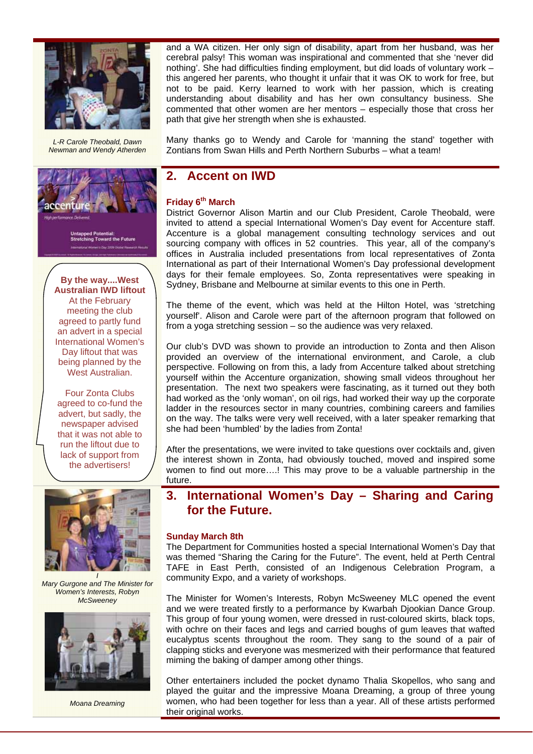and a WA citizen. Her only sign of disability, apart from her husband, was her cerebral palsy! This woman was inspirational and commented that she 'never did nothing'. She had difficulties finding employment, but did loads of voluntary work – this angered her parents, who thought it unfair that it was OK to work for free, but not to be paid. Kerry learned to work with her passion, which is creating understanding about disability and has her own consultancy business. She commented that other women are her mentors – especially those that cross her path that give her strength when she is exhausted.

Many thanks go to Wendy and Carole for 'manning the stand' together with Zontians from Swan Hills and Perth Northern Suburbs – what a team!

*L-R Carole Theobald, Dawn Newman and Wendy Atherden*

## 2. Accent on IWD

**Friday 6th March**

District Governor Alison Martin and our Club President, Carole Theobald, were invited to attend a special International Women's Day event for Accenture staff. Accenture is a global management consulting technology services and out sourcing company with offices in 52 countries. This year, all of the company's offices in Australia included presentations from local representatives of Zonta International as part of their International Women's Day professional development days for their female employees. So, Zonta representatives were speaking in Sydney, Brisbane and Melbourne at similar events to this one in Perth.

The theme of the event, which was held at the Hilton Hotel, was 'stretching yourself'. Alison and Carole were part of the afternoon program that followed on from a yoga stretching session – so the audience was very relaxed.

Our club's DVD was shown to provide an introduction to Zonta and then Alison provided an overview of the international environment, and Carole, a club perspective. Following on from this, a lady from Accenture talked about stretching yourself within the Accenture organization, showing small videos throughout her presentation. The next two speakers were fascinating, as it turned out they both had worked as the 'only woman', on oil rigs, had worked their way up the corporate ladder in the resources sector in many countries, combining careers and families on the way. The talks were very well received, with a later speaker remarking that she had been 'humbled' by the ladies from Zonta!

After the presentations, we were invited to take questions over cocktails and, given the interest shown in Zonta, had obviously touched, moved and inspired some women to find out more….! This may prove to be a valuable partnership in the future.

**By the way....West Australian IWD liftout**

At the February meeting the club agreed to partly fund an advert in a special International Women's Day liftout that was being planned by the West Australian.

Four Zonta Clubs agreed to co-fund the advert, but sadly, the newspaper advised that it was not able to run the liftout due to lack of support from the advertisers!

## 3. International Women's Day – Sharing and Caring for the Future.

**Sunday March 8th**

The Department for Communities hosted a special International Women's Day that was themed "Sharing the Caring for the Future". The event, held at Perth Central TAFE in East Perth, consisted of an Indigenous Celebration Program, a community Expo, and a variety of workshops.

The Minister for Women's Interests, Robyn McSweeney MLC opened the event and we were treated firstly to a performance by Kwarbah Djookian Dance Group. This group of four young women, were dressed in rust-coloured skirts, black tops, with ochre on their faces and legs and carried boughs of gum leaves that wafted eucalyptus scents throughout the room. They sang to the sound of a pair of clapping sticks and everyone was mesmerized with their performance that featured miming the baking of damper among other things.

Other entertainers included the pocket dynamo Thalia Skopellos, who sang and played the guitar and the impressive Moana Dreaming, a group of three young women, who had been together for less than a year. All of these artists performed their original works.

*Mary Gurgone and The Minister for Women's Interests, Robyn McSweeney*

*Moana Dreaming*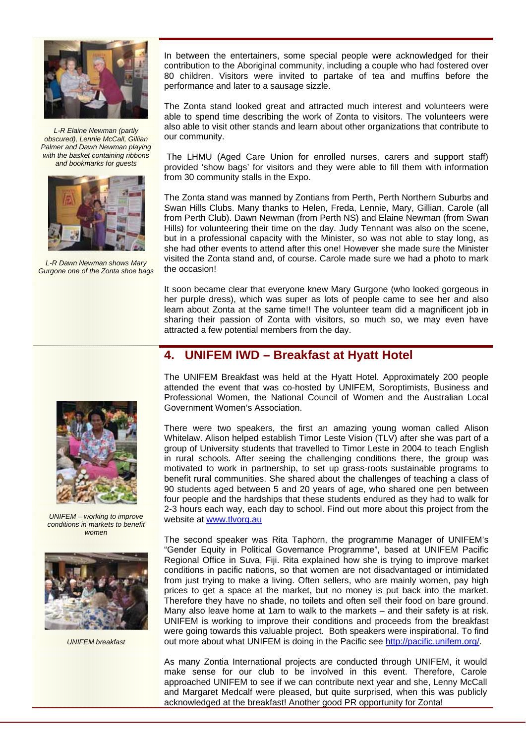*L-R Elaine Newman (partly obscured), Lennie McCall, Gillian Palmer and Dawn Newman playing with the basket containing ribbons and bookmarks for guests*

*L-R Dawn Newman shows Mary Gurgone one of the Zonta shoe bags*

In between the entertainers, some special people were acknowledged for their contribution to the Aboriginal community, including a couple who had fostered over 80 children. Visitors were invited to partake of tea and muffins before the performance and later to a sausage sizzle.

The Zonta stand looked great and attracted much interest and volunteers were able to spend time describing the work of Zonta to visitors. The volunteers were also able to visit other stands and learn about other organizations that contribute to our community.

The LHMU (Aged Care Union for enrolled nurses, carers and support staff) provided 'show bags' for visitors and they were able to fill them with information from 30 community stalls in the Expo.

The Zonta stand was manned by Zontians from Perth, Perth Northern Suburbs and Swan Hills Clubs. Many thanks to Helen, Freda, Lennie, Mary, Gillian, Carole (all from Perth Club). Dawn Newman (from Perth NS) and Elaine Newman (from Swan Hills) for volunteering their time on the day. Judy Tennant was also on the scene, but in a professional capacity with the Minister, so was not able to stay long, as she had other events to attend after this one! However she made sure the Minister visited the Zonta stand and, of course. Carole made sure we had a photo to mark the occasion!

It soon became clear that everyone knew Mary Gurgone (who looked gorgeous in her purple dress), which was super as lots of people came to see her and also learn about Zonta at the same time!! The volunteer team did a magnificent job in sharing their passion of Zonta with visitors, so much so, we may even have attracted a few potential members from the day.

## 4. UNIFEM IWD – Breakfast at Hyatt Hotel

The UNIFEM Breakfast was held at the Hyatt Hotel. Approximately 200 people attended the event that was co-hosted by UNIFEM, Soroptimists, Business and Professional Women, the National Council of Women and the Australian Local Government Women's Association.

There were two speakers, the first an amazing young woman called Alison Whitelaw. Alison helped establish Timor Leste Vision (TLV) after she was part of a group of University students that travelled to Timor Leste in 2004 to teach English in rural schools. After seeing the challenging conditions there, the group was motivated to work in partnership, to set up grass-roots sustainable programs to benefit rural communities. She shared about the challenges of teaching a class of 90 students aged between 5 and 20 years of age, who shared one pen between four people and the hardships that these students endured as they had to walk for 2-3 hours each way, each day to school. Find out more about this project from the website at www.tlvorg.au

*UNIFEM – working to improve conditions in markets to benefit women*

The second speaker was Rita Taphorn, the programme Manager of UNIFEM's "Gender Equity in Political Governance Programme", based at UNIFEM Pacific Regional Office in Suva, Fiji. Rita explained how she is trying to improve market conditions in pacific nations, so that women are not disadvantaged or intimidated from just trying to make a living. Often sellers, who are mainly women, pay high prices to get a space at the market, but no money is put back into the market. Therefore they have no shade, no toilets and often sell their food on bare ground. Many also leave home at 1am to walk to the markets – and their safety is at risk. UNIFEM is working to improve their conditions and proceeds from the breakfast were going towards this valuable project. Both speakers were inspirational. To find out more about what UNIFEM is doing in the Pacific see http://pacific.unifem.org/.

*UNIFEM breakfast*

As many Zontia International projects are conducted through UNIFEM, it would make sense for our club to be involved in this event. Therefore, Carole approached UNIFEM to see if we can contribute next year and she, Lenny McCall and Margaret Medcalf were pleased, but quite surprised, when this was publicly acknowledged at the breakfast! Another good PR opportunity for Zonta!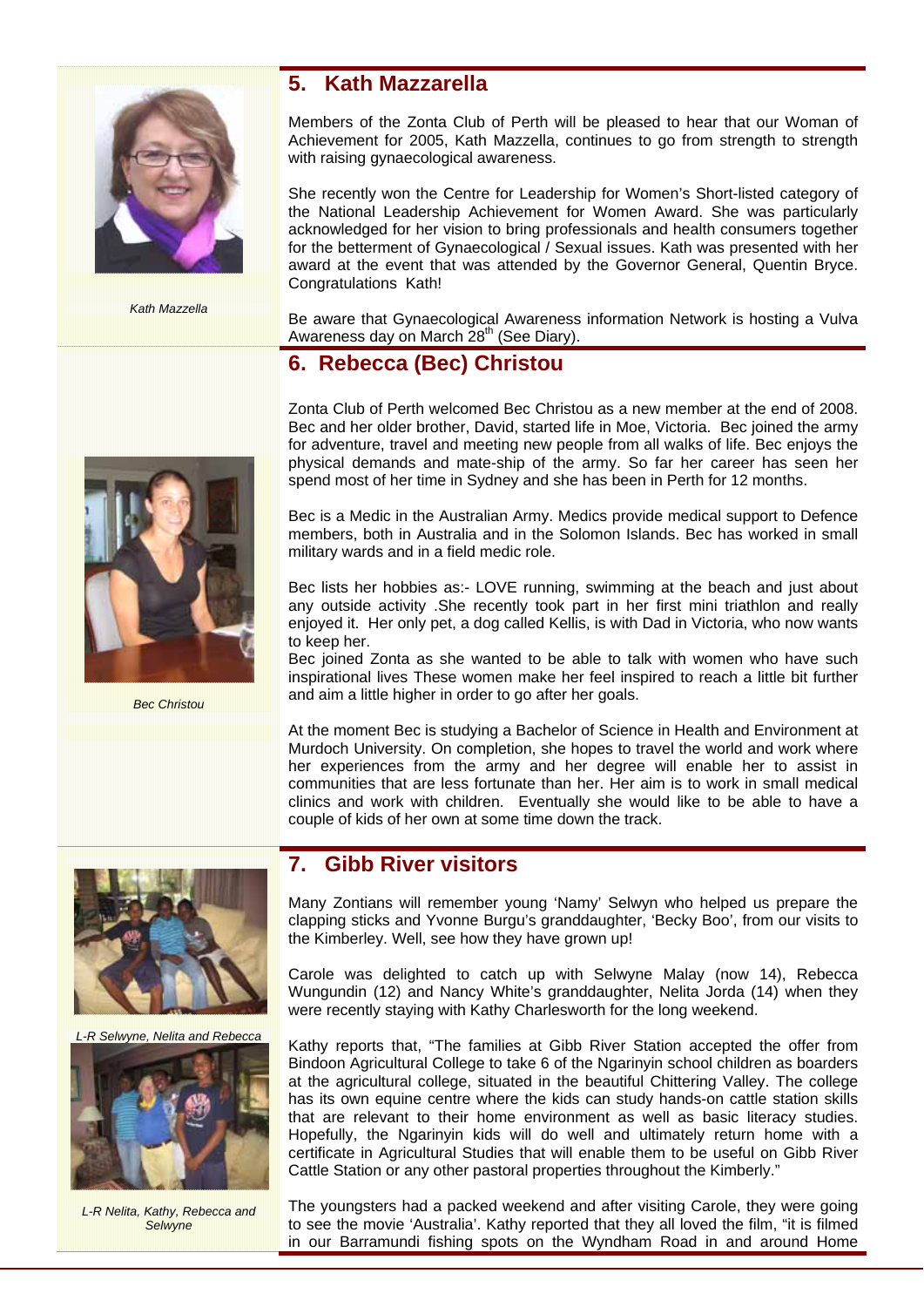## 5. Kath Mazzarella

*Kath Mazzella*

Members of the Zonta Club of Perth will be pleased to hear that our Woman of Achievement for 2005, Kath Mazzella, continues to go from strength to strength with raising gynaecological awareness.

She recently won the Centre for Leadership for Women's Short-listed category of the National Leadership Achievement for Women Award. She was particularly acknowledged for her vision to bring professionals and health consumers together for the betterment of Gynaecological / Sexual issues. Kath was presented with her award at the event that was attended by the Governor General, Quentin Bryce. Congratulations Kath!

Be aware that Gynaecological Awareness information Network is hosting a Vulva Awareness day on March 28th (See Diary).

## 6. Rebecca (Bec) Christou

*Bec Christou*

Zonta Club of Perth welcomed Bec Christou as a new member at the end of 2008. Bec and her older brother, David, started life in Moe, Victoria. Bec joined the army for adventure, travel and meeting new people from all walks of life. Bec enjoys the physical demands and mate-ship of the army. So far her career has seen her spend most of her time in Sydney and she has been in Perth for 12 months.

Bec is a Medic in the Australian Army. Medics provide medical support to Defence members, both in Australia and in the Solomon Islands. Bec has worked in small military wards and in a field medic role.

Bec lists her hobbies as:- LOVE running, swimming at the beach and just about any outside activity .She recently took part in her first mini triathlon and really enjoyed it. Her only pet, a dog called Kellis, is with Dad in Victoria, who now wants to keep her.

Bec joined Zonta as she wanted to be able to talk with women who have such inspirational lives These women make her feel inspired to reach a little bit further and aim a little higher in order to go after her goals.

At the moment Bec is studying a Bachelor of Science in Health and Environment at Murdoch University. On completion, she hopes to travel the world and work where her experiences from the army and her degree will enable her to assist in communities that are less fortunate than her. Her aim is to work in small medical clinics and work with children. Eventually she would like to be able to have a couple of kids of her own at some time down the track.

## 7. Gibb River visitors

*L-R Selwyne, Nelita and Rebecca*

*L-R Nelita, Kathy, Rebecca and Selwyne*

Many Zontians will remember young 'Namy' Selwyn who helped us prepare the clapping sticks and Yvonne Burgu's granddaughter, 'Becky Boo', from our visits to the Kimberley. Well, see how they have grown up!

Carole was delighted to catch up with Selwyne Malay (now 14), Rebecca Wungundin (12) and Nancy White's granddaughter, Nelita Jorda (14) when they were recently staying with Kathy Charlesworth for the long weekend.

Kathy reports that, "The families at Gibb River Station accepted the offer from Bindoon Agricultural College to take 6 of the Ngarinyin school children as boarders at the agricultural college, situated in the beautiful Chittering Valley. The college has its own equine centre where the kids can study hands-on cattle station skills that are relevant to their home environment as well as basic literacy studies. Hopefully, the Ngarinyin kids will do well and ultimately return home with a certificate in Agricultural Studies that will enable them to be useful on Gibb River Cattle Station or any other pastoral properties throughout the Kimberly."

The youngsters had a packed weekend and after visiting Carole, they were going to see the movie 'Australia'. Kathy reported that they all loved the film, "it is filmed in our Barramundi fishing spots on the Wyndham Road in and around Home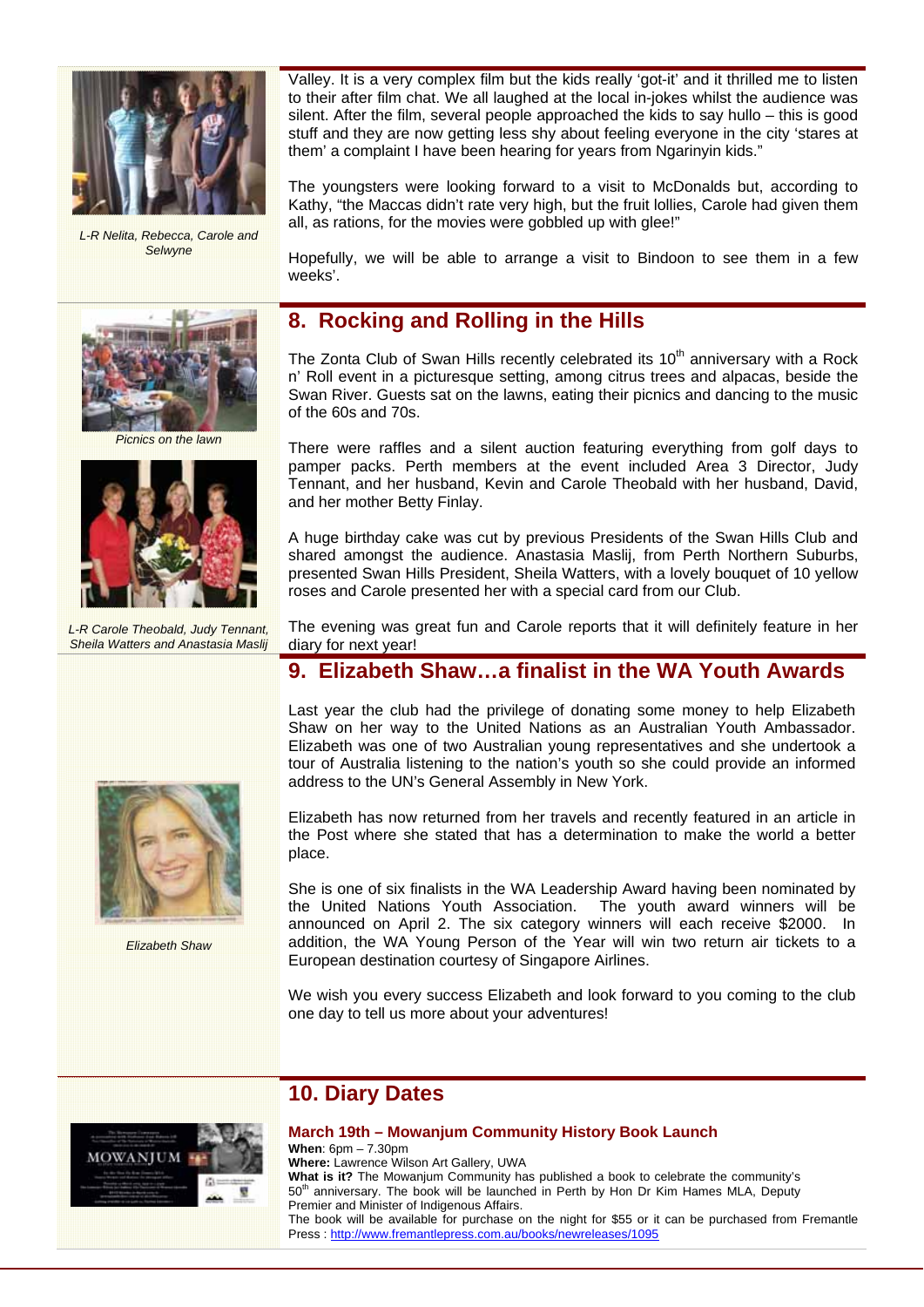Valley. It is a very complex film but the kids really 'got-it' and it thrilled me to listen to their after film chat. We all laughed at the local in-jokes whilst the audience was silent. After the film, several people approached the kids to say hullo – this is good stuff and they are now getting less shy about feeling everyone in the city 'stares at them' a complaint I have been hearing for years from Ngarinyin kids."

The youngsters were looking forward to a visit to McDonalds but, according to Kathy, "the Maccas didn't rate very high, but the fruit lollies, Carole had given them all, as rations, for the movies were gobbled up with glee!"

Hopefully, we will be able to arrange a visit to Bindoon to see them in a few weeks'.

*L-R Nelita, Rebecca, Carole and Selwyne*

## 8. Rocking and Rolling in the Hills

The Zonta Club of Swan Hills recently celebrated its 10th anniversary with a Rock n' Roll event in a picturesque setting, among citrus trees and alpacas, beside the Swan River. Guests sat on the lawns, eating their picnics and dancing to the music of the 60s and 70s.

There were raffles and a silent auction featuring everything from golf days to pamper packs. Perth members at the event included Area 3 Director, Judy Tennant, and her husband, Kevin and Carole Theobald with her husband, David, and her mother Betty Finlay.

A huge birthday cake was cut by previous Presidents of the Swan Hills Club and shared amongst the audience. Anastasia Maslij, from Perth Northern Suburbs, presented Swan Hills President, Sheila Watters, with a lovely bouquet of 10 yellow roses and Carole presented her with a special card from our Club.

The evening was great fun and Carole reports that it will definitely feature in her diary for next year!

*Picnics on the lawn*

*L-R Carole Theobald, Judy Tennant, Sheila Watters and Anastasia Maslij*

## 9. Elizabeth Shaw…a finalist in the WA Youth Awards

Last year the club had the privilege of donating some money to help Elizabeth Shaw on her way to the United Nations as an Australian Youth Ambassador. Elizabeth was one of two Australian young representatives and she undertook a tour of Australia listening to the nation's youth so she could provide an informed address to the UN's General Assembly in New York.

Elizabeth has now returned from her travels and recently featured in an article in the Post where she stated that has a determination to make the world a better place.

She is one of six finalists in the WA Leadership Award having been nominated by the United Nations Youth Association. The youth award winners will be announced on April 2. The six category winners will each receive $2000. In addition, the WA Young Person of the Year will win two return air tickets to a European destination courtesy of Singapore Airlines.

We wish you every success Elizabeth and look forward to you coming to the club one day to tell us more about your adventures!

*Elizabeth Shaw*

## 10. Diary Dates

### March 19th – Mowanjum Community History Book Launch

**When**: 6pm – 7.30pm
**Where:** Lawrence Wilson Art Gallery, UWA
**What is it?** The Mowanjum Community has published a book to celebrate the community's 50th anniversary. The book will be launched in Perth by Hon Dr Kim Hames MLA, Deputy Premier and Minister of Indigenous Affairs.
The book will be available for purchase on the night for $55 or it can be purchased from Fremantle Press : http://www.fremantlepress.com.au/books/newreleases/1095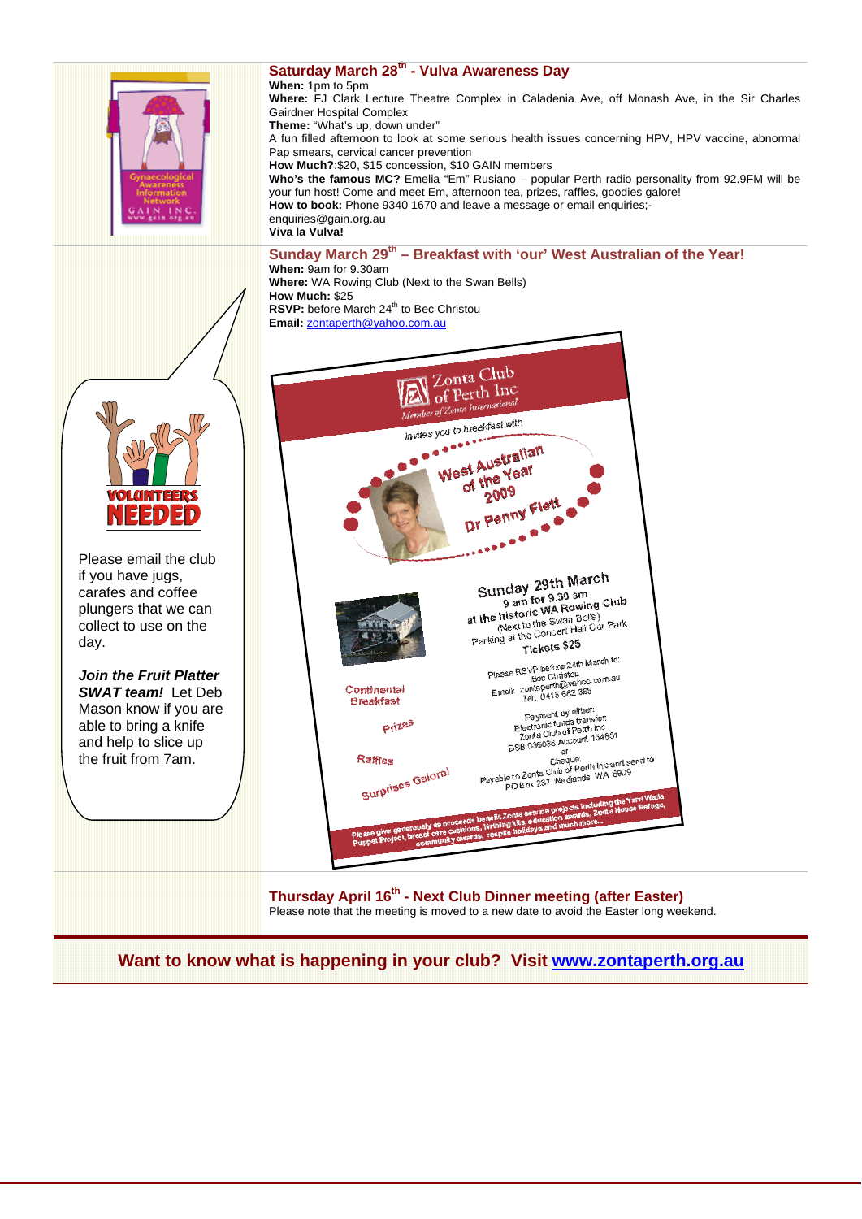## Saturday March 28th - Vulva Awareness Day

**When:** 1pm to 5pm
**Where:** FJ Clark Lecture Theatre Complex in Caladenia Ave, off Monash Ave, in the Sir Charles Gairdner Hospital Complex
**Theme:** "What's up, down under"
A fun filled afternoon to look at some serious health issues concerning HPV, HPV vaccine, abnormal Pap smears, cervical cancer prevention
**How Much?**:$20, $15 concession, $10 GAIN members
**Who's the famous MC?** Emelia "Em" Rusiano – popular Perth radio personality from 92.9FM will be your fun host! Come and meet Em, afternoon tea, prizes, raffles, goodies galore!
**How to book:** Phone 9340 1670 and leave a message or email enquiries;- enquiries@gain.org.au
**Viva la Vulva!**

Gynaecological Awareness Information Network
GAIN INC.
www.gain.org.au

## Sunday March 29th – Breakfast with 'our' West Australian of the Year!

**When:** 9am for 9.30am
**Where:** WA Rowing Club (Next to the Swan Bells)
**How Much:** $25
**RSVP:** before March 24th to Bec Christou
**Email:** zontaperth@yahoo.com.au

Zonta Club of Perth Inc
*Member of Zonta International*

*invites you to breakfast with*

West Australian of the Year 2009
Dr Penny Flett

Sunday 29th March
9 am for 9.30 am
at the historic WA Rowing Club
(Next to the Swan Bells)
Parking at the Concert Hall Car Park
Tickets $25

Please RSVP before 24th March to:
Bec Christou
Email: zontaperth@yahoo.com.au
Tel: 0415 682 365

Payment by either:
Electronic funds transfer
Zonta Club of Perth Inc
BSB 036036 Account 154851
or
Cheque:
Payable to Zonta Club of Perth Inc and send to
PO Box 237, Nedlands WA 6909

Continental Breakfast
Prizes
Raffles
Surprises Galore!

Please give generously as proceeds benefit Zonta service projects including the Yarri Wada Puppet Project, breast care cushions, birthing kits, education awards, Zonta House Refuge, community awards, respite holidays and much more...

VOLUNTEERS NEEDED

Please email the club if you have jugs, carafes and coffee plungers that we can collect to use on the day.

***Join the Fruit Platter SWAT team!*** Let Deb Mason know if you are able to bring a knife and help to slice up the fruit from 7am.

## Thursday April 16th - Next Club Dinner meeting (after Easter)

Please note that the meeting is moved to a new date to avoid the Easter long weekend.

**Want to know what is happening in your club? Visit www.zontaperth.org.au**